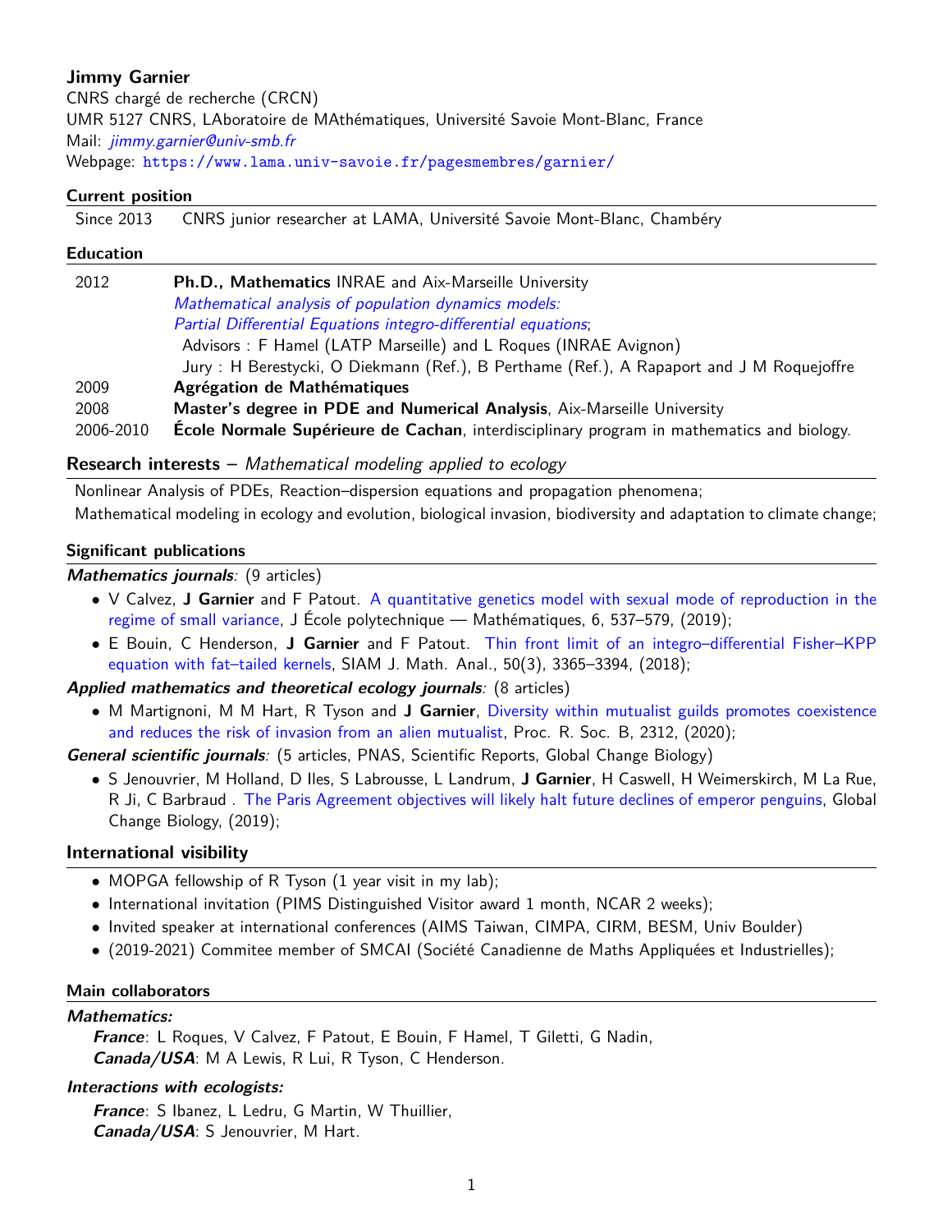# Jimmy Garnier

CNRS chargé de recherche (CRCN)
UMR 5127 CNRS, LAboratoire de MAthématiques, Université Savoie Mont-Blanc, France
Mail: *jimmy.garnier@univ-smb.fr*
Webpage: https://www.lama.univ-savoie.fr/pagesmembres/garnier/

## Current position

| | |
|---|---|
| Since 2013 | CNRS junior researcher at LAMA, Université Savoie Mont-Blanc, Chambéry |

## Education

| | |
|---|---|
| 2012 | **Ph.D., Mathematics** INRAE and Aix-Marseille University<br>*Mathematical analysis of population dynamics models: Partial Differential Equations integro-differential equations*;<br>Advisors : F Hamel (LATP Marseille) and L Roques (INRAE Avignon)<br>Jury : H Berestycki, O Diekmann (Ref.), B Perthame (Ref.), A Rapaport and J M Roquejoffre |
| 2009 | **Agrégation de Mathématiques** |
| 2008 | **Master's degree in PDE and Numerical Analysis**, Aix-Marseille University |
| 2006-2010 | **École Normale Supérieure de Cachan**, interdisciplinary program in mathematics and biology. |

## Research interests – *Mathematical modeling applied to ecology*

Nonlinear Analysis of PDEs, Reaction–dispersion equations and propagation phenomena;
Mathematical modeling in ecology and evolution, biological invasion, biodiversity and adaptation to climate change;

## Significant publications

***Mathematics journals***: (9 articles)

- V Calvez, **J Garnier** and F Patout. A quantitative genetics model with sexual mode of reproduction in the regime of small variance, J École polytechnique — Mathématiques, 6, 537–579, (2019);
- E Bouin, C Henderson, **J Garnier** and F Patout. Thin front limit of an integro–differential Fisher–KPP equation with fat–tailed kernels, SIAM J. Math. Anal., 50(3), 3365–3394, (2018);

***Applied mathematics and theoretical ecology journals***: (8 articles)

- M Martignoni, M M Hart, R Tyson and **J Garnier**, Diversity within mutualist guilds promotes coexistence and reduces the risk of invasion from an alien mutualist, Proc. R. Soc. B, 2312, (2020);

***General scientific journals***: (5 articles, PNAS, Scientific Reports, Global Change Biology)

- S Jenouvrier, M Holland, D Iles, S Labrousse, L Landrum, **J Garnier**, H Caswell, H Weimerskirch, M La Rue, R Ji, C Barbraud . The Paris Agreement objectives will likely halt future declines of emperor penguins, Global Change Biology, (2019);

## International visibility

- MOPGA fellowship of R Tyson (1 year visit in my lab);
- International invitation (PIMS Distinguished Visitor award 1 month, NCAR 2 weeks);
- Invited speaker at international conferences (AIMS Taiwan, CIMPA, CIRM, BESM, Univ Boulder)
- (2019-2021) Commitee member of SMCAI (Société Canadienne de Maths Appliquées et Industrielles);

## Main collaborators

***Mathematics:***

***France***: L Roques, V Calvez, F Patout, E Bouin, F Hamel, T Giletti, G Nadin,
***Canada/USA***: M A Lewis, R Lui, R Tyson, C Henderson.

***Interactions with ecologists:***

***France***: S Ibanez, L Ledru, G Martin, W Thuillier,
***Canada/USA***: S Jenouvrier, M Hart.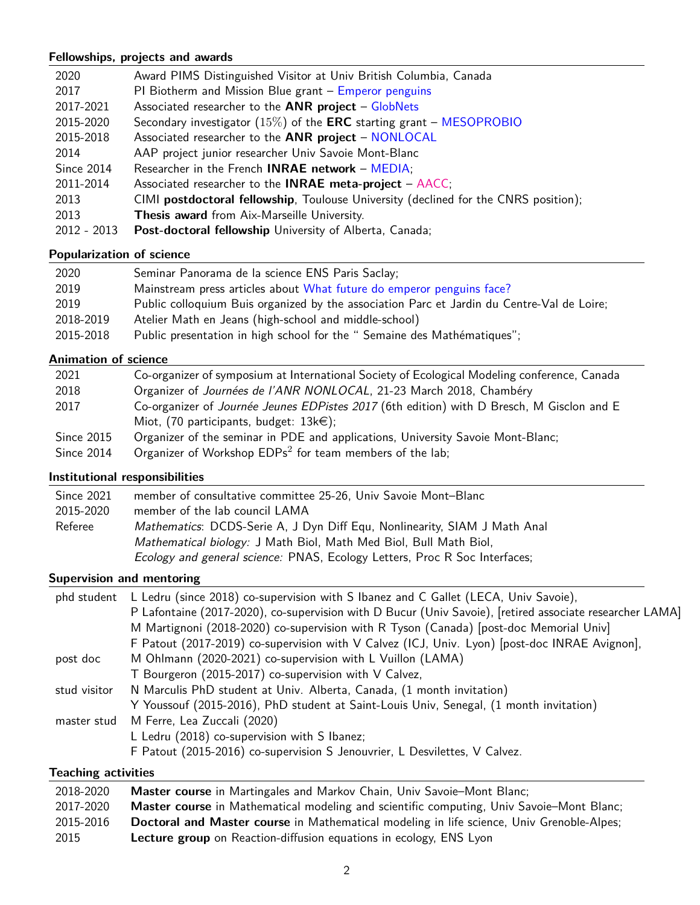## Fellowships, projects and awards

| | |
|---|---|
| 2020 | Award PIMS Distinguished Visitor at Univ British Columbia, Canada |
| 2017 | PI Biotherm and Mission Blue grant – Emperor penguins |
| 2017-2021 | Associated researcher to the **ANR project** – GlobNets |
| 2015-2020 | Secondary investigator ($15\%$) of the **ERC** starting grant – MESOPROBIO |
| 2015-2018 | Associated researcher to the **ANR project** – NONLOCAL |
| 2014 | AAP project junior researcher Univ Savoie Mont-Blanc |
| Since 2014 | Researcher in the French **INRAE network** – MEDIA; |
| 2011-2014 | Associated researcher to the **INRAE meta-project** – AACC; |
| 2013 | CIMI **postdoctoral fellowship**, Toulouse University (declined for the CNRS position); |
| 2013 | **Thesis award** from Aix-Marseille University. |
| 2012 - 2013 | **Post-doctoral fellowship** University of Alberta, Canada; |

## Popularization of science

| | |
|---|---|
| 2020 | Seminar Panorama de la science ENS Paris Saclay; |
| 2019 | Mainstream press articles about What future do emperor penguins face? |
| 2019 | Public colloquium Buis organized by the association Parc et Jardin du Centre-Val de Loire; |
| 2018-2019 | Atelier Math en Jeans (high-school and middle-school) |
| 2015-2018 | Public presentation in high school for the " Semaine des Mathématiques"; |

## Animation of science

| | |
|---|---|
| 2021 | Co-organizer of symposium at International Society of Ecological Modeling conference, Canada |
| 2018 | Organizer of *Journées de l'ANR NONLOCAL*, 21-23 March 2018, Chambéry |
| 2017 | Co-organizer of *Journée Jeunes EDPistes 2017* (6th edition) with D Bresch, M Gisclon and E Miot, (70 participants, budget: 13k€); |
| Since 2015 | Organizer of the seminar in PDE and applications, University Savoie Mont-Blanc; |
| Since 2014 | Organizer of Workshop EDPs$^2$ for team members of the lab; |

## Institutional responsibilities

| | |
|---|---|
| Since 2021 | member of consultative committee 25-26, Univ Savoie Mont–Blanc |
| 2015-2020 | member of the lab council LAMA |
| Referee | *Mathematics*: DCDS-Serie A, J Dyn Diff Equ, Nonlinearity, SIAM J Math Anal |
| | *Mathematical biology:* J Math Biol, Math Med Biol, Bull Math Biol, |
| | *Ecology and general science:* PNAS, Ecology Letters, Proc R Soc Interfaces; |

## Supervision and mentoring

| | |
|---|---|
| phd student | L Ledru (since 2018) co-supervision with S Ibanez and C Gallet (LECA, Univ Savoie), |
| | P Lafontaine (2017-2020), co-supervision with D Bucur (Univ Savoie), [retired associate researcher LAMA] |
| | M Martignoni (2018-2020) co-supervision with R Tyson (Canada) [post-doc Memorial Univ] |
| | F Patout (2017-2019) co-supervision with V Calvez (ICJ, Univ. Lyon) [post-doc INRAE Avignon], |
| post doc | M Ohlmann (2020-2021) co-supervision with L Vuillon (LAMA) |
| | T Bourgeron (2015-2017) co-supervision with V Calvez, |
| stud visitor | N Marculis PhD student at Univ. Alberta, Canada, (1 month invitation) |
| | Y Youssouf (2015-2016), PhD student at Saint-Louis Univ, Senegal, (1 month invitation) |
| master stud | M Ferre, Lea Zuccali (2020) |
| | L Ledru (2018) co-supervision with S Ibanez; |
| | F Patout (2015-2016) co-supervision S Jenouvrier, L Desvillettes, V Calvez. |

## Teaching activities

| | |
|---|---|
| 2018-2020 | **Master course** in Martingales and Markov Chain, Univ Savoie–Mont Blanc; |
| 2017-2020 | **Master course** in Mathematical modeling and scientific computing, Univ Savoie–Mont Blanc; |
| 2015-2016 | **Doctoral and Master course** in Mathematical modeling in life science, Univ Grenoble-Alpes; |
| 2015 | **Lecture group** on Reaction-diffusion equations in ecology, ENS Lyon |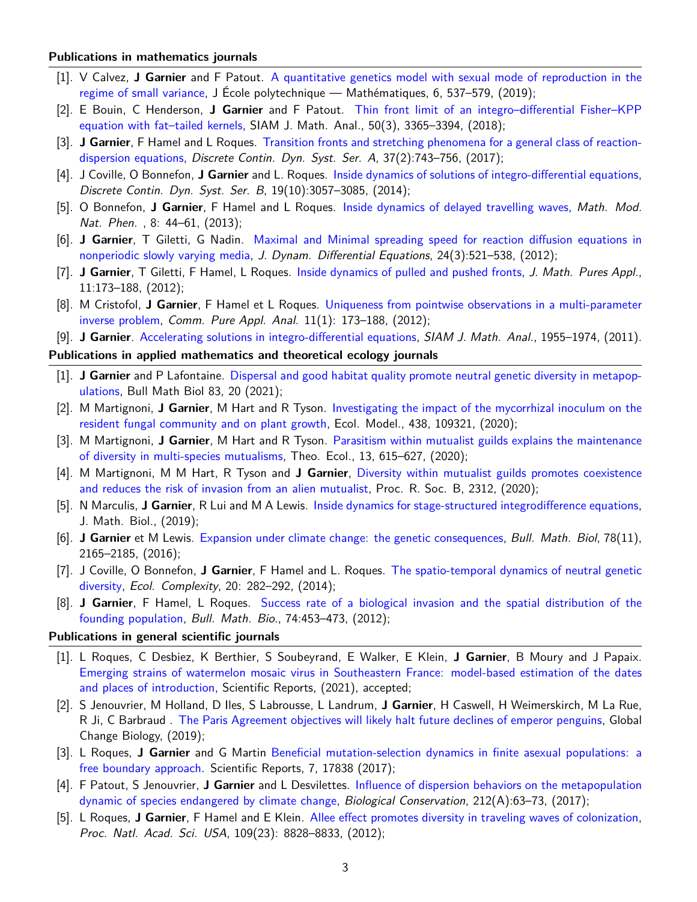**Publications in mathematics journals**

[1]. V Calvez, **J Garnier** and F Patout. A quantitative genetics model with sexual mode of reproduction in the regime of small variance, J École polytechnique — Mathématiques, 6, 537–579, (2019);

[2]. E Bouin, C Henderson, **J Garnier** and F Patout. Thin front limit of an integro–differential Fisher–KPP equation with fat–tailed kernels, SIAM J. Math. Anal., 50(3), 3365–3394, (2018);

[3]. **J Garnier**, F Hamel and L Roques. Transition fronts and stretching phenomena for a general class of reaction-dispersion equations, *Discrete Contin. Dyn. Syst. Ser. A*, 37(2):743–756, (2017);

[4]. J Coville, O Bonnefon, **J Garnier** and L. Roques. Inside dynamics of solutions of integro-differential equations, *Discrete Contin. Dyn. Syst. Ser. B*, 19(10):3057–3085, (2014);

[5]. O Bonnefon, **J Garnier**, F Hamel and L Roques. Inside dynamics of delayed travelling waves, *Math. Mod. Nat. Phen.* , 8: 44–61, (2013);

[6]. **J Garnier**, T Giletti, G Nadin. Maximal and Minimal spreading speed for reaction diffusion equations in nonperiodic slowly varying media, *J. Dynam. Differential Equations*, 24(3):521–538, (2012);

[7]. **J Garnier**, T Giletti, F Hamel, L Roques. Inside dynamics of pulled and pushed fronts, *J. Math. Pures Appl.*, 11:173–188, (2012);

[8]. M Cristofol, **J Garnier**, F Hamel et L Roques. Uniqueness from pointwise observations in a multi-parameter inverse problem, *Comm. Pure Appl. Anal.* 11(1): 173–188, (2012);

[9]. **J Garnier**. Accelerating solutions in integro-differential equations, *SIAM J. Math. Anal.*, 1955–1974, (2011).

**Publications in applied mathematics and theoretical ecology journals**

[1]. **J Garnier** and P Lafontaine. Dispersal and good habitat quality promote neutral genetic diversity in metapopulations, Bull Math Biol 83, 20 (2021);

[2]. M Martignoni, **J Garnier**, M Hart and R Tyson. Investigating the impact of the mycorrhizal inoculum on the resident fungal community and on plant growth, Ecol. Model., 438, 109321, (2020);

[3]. M Martignoni, **J Garnier**, M Hart and R Tyson. Parasitism within mutualist guilds explains the maintenance of diversity in multi-species mutualisms, Theo. Ecol., 13, 615–627, (2020);

[4]. M Martignoni, M M Hart, R Tyson and **J Garnier**, Diversity within mutualist guilds promotes coexistence and reduces the risk of invasion from an alien mutualist, Proc. R. Soc. B, 2312, (2020);

[5]. N Marculis, **J Garnier**, R Lui and M A Lewis. Inside dynamics for stage-structured integrodifference equations, J. Math. Biol., (2019);

[6]. **J Garnier** et M Lewis. Expansion under climate change: the genetic consequences, *Bull. Math. Biol*, 78(11), 2165–2185, (2016);

[7]. J Coville, O Bonnefon, **J Garnier**, F Hamel and L. Roques. The spatio-temporal dynamics of neutral genetic diversity, *Ecol. Complexity*, 20: 282–292, (2014);

[8]. **J Garnier**, F Hamel, L Roques. Success rate of a biological invasion and the spatial distribution of the founding population, *Bull. Math. Bio.*, 74:453–473, (2012);

**Publications in general scientific journals**

[1]. L Roques, C Desbiez, K Berthier, S Soubeyrand, E Walker, E Klein, **J Garnier**, B Moury and J Papaix. Emerging strains of watermelon mosaic virus in Southeastern France: model-based estimation of the dates and places of introduction, Scientific Reports, (2021), accepted;

[2]. S Jenouvrier, M Holland, D Iles, S Labrousse, L Landrum, **J Garnier**, H Caswell, H Weimerskirch, M La Rue, R Ji, C Barbraud . The Paris Agreement objectives will likely halt future declines of emperor penguins, Global Change Biology, (2019);

[3]. L Roques, **J Garnier** and G Martin Beneficial mutation-selection dynamics in finite asexual populations: a free boundary approach. Scientific Reports, 7, 17838 (2017);

[4]. F Patout, S Jenouvrier, **J Garnier** and L Desvillettes. Influence of dispersion behaviors on the metapopulation dynamic of species endangered by climate change, *Biological Conservation*, 212(A):63–73, (2017);

[5]. L Roques, **J Garnier**, F Hamel and E Klein. Allee effect promotes diversity in traveling waves of colonization, *Proc. Natl. Acad. Sci. USA*, 109(23): 8828–8833, (2012);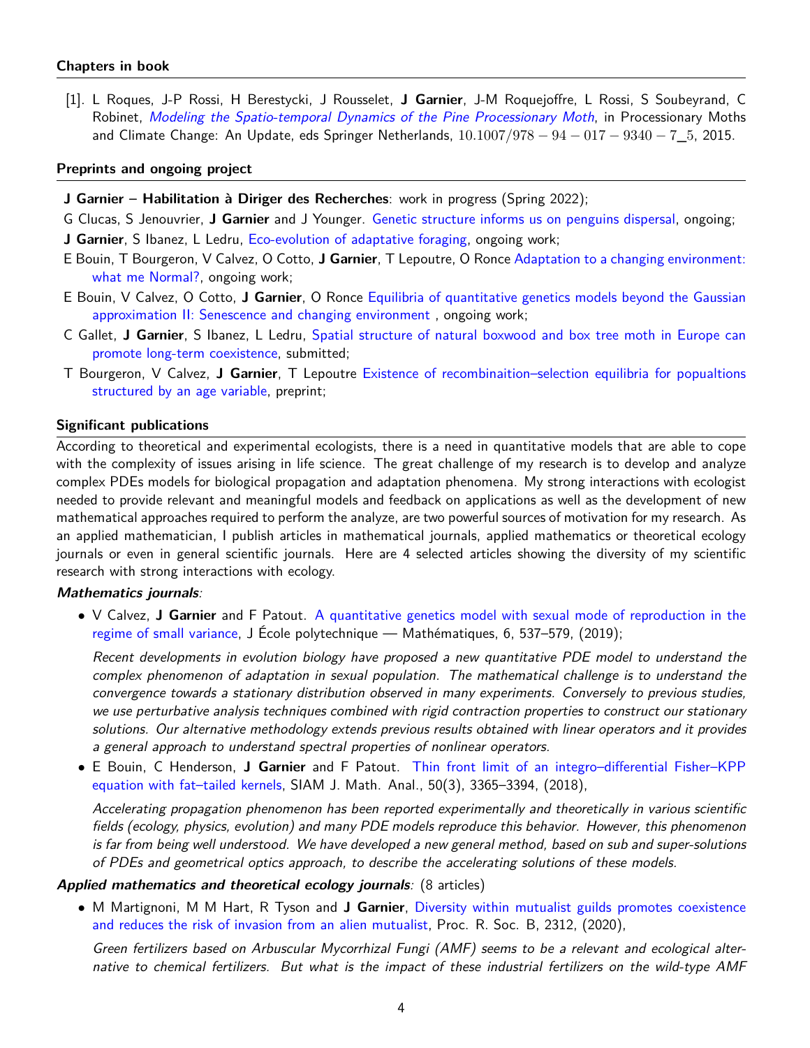#### Chapters in book

[1]. L Roques, J-P Rossi, H Berestycki, J Rousselet, **J Garnier**, J-M Roquejoffre, L Rossi, S Soubeyrand, C Robinet, *Modeling the Spatio-temporal Dynamics of the Pine Processionary Moth*, in Processionary Moths and Climate Change: An Update, eds Springer Netherlands, $10.1007/978-94-017-9340-7\_5$, 2015.

#### Preprints and ongoing project

**J Garnier – Habilitation à Diriger des Recherches**: work in progress (Spring 2022);

G Clucas, S Jenouvrier, **J Garnier** and J Younger. Genetic structure informs us on penguins dispersal, ongoing;

**J Garnier**, S Ibanez, L Ledru, Eco-evolution of adaptative foraging, ongoing work;

E Bouin, T Bourgeron, V Calvez, O Cotto, **J Garnier**, T Lepoutre, O Ronce Adaptation to a changing environment: what me Normal?, ongoing work;

E Bouin, V Calvez, O Cotto, **J Garnier**, O Ronce Equilibria of quantitative genetics models beyond the Gaussian approximation II: Senescence and changing environment , ongoing work;

C Gallet, **J Garnier**, S Ibanez, L Ledru, Spatial structure of natural boxwood and box tree moth in Europe can promote long-term coexistence, submitted;

T Bourgeron, V Calvez, **J Garnier**, T Lepoutre Existence of recombinaition–selection equilibria for popualtions structured by an age variable, preprint;

#### Significant publications

According to theoretical and experimental ecologists, there is a need in quantitative models that are able to cope with the complexity of issues arising in life science. The great challenge of my research is to develop and analyze complex PDEs models for biological propagation and adaptation phenomena. My strong interactions with ecologist needed to provide relevant and meaningful models and feedback on applications as well as the development of new mathematical approaches required to perform the analyze, are two powerful sources of motivation for my research. As an applied mathematician, I publish articles in mathematical journals, applied mathematics or theoretical ecology journals or even in general scientific journals. Here are 4 selected articles showing the diversity of my scientific research with strong interactions with ecology.

***Mathematics journals***:

- V Calvez, **J Garnier** and F Patout. A quantitative genetics model with sexual mode of reproduction in the regime of small variance, J École polytechnique — Mathématiques, 6, 537–579, (2019);

  *Recent developments in evolution biology have proposed a new quantitative PDE model to understand the complex phenomenon of adaptation in sexual population. The mathematical challenge is to understand the convergence towards a stationary distribution observed in many experiments. Conversely to previous studies, we use perturbative analysis techniques combined with rigid contraction properties to construct our stationary solutions. Our alternative methodology extends previous results obtained with linear operators and it provides a general approach to understand spectral properties of nonlinear operators.*

- E Bouin, C Henderson, **J Garnier** and F Patout. Thin front limit of an integro–differential Fisher–KPP equation with fat–tailed kernels, SIAM J. Math. Anal., 50(3), 3365–3394, (2018),

  *Accelerating propagation phenomenon has been reported experimentally and theoretically in various scientific fields (ecology, physics, evolution) and many PDE models reproduce this behavior. However, this phenomenon is far from being well understood. We have developed a new general method, based on sub and super-solutions of PDEs and geometrical optics approach, to describe the accelerating solutions of these models.*

***Applied mathematics and theoretical ecology journals***: (8 articles)

- M Martignoni, M M Hart, R Tyson and **J Garnier**, Diversity within mutualist guilds promotes coexistence and reduces the risk of invasion from an alien mutualist, Proc. R. Soc. B, 2312, (2020),

  *Green fertilizers based on Arbuscular Mycorrhizal Fungi (AMF) seems to be a relevant and ecological alternative to chemical fertilizers. But what is the impact of these industrial fertilizers on the wild-type AMF*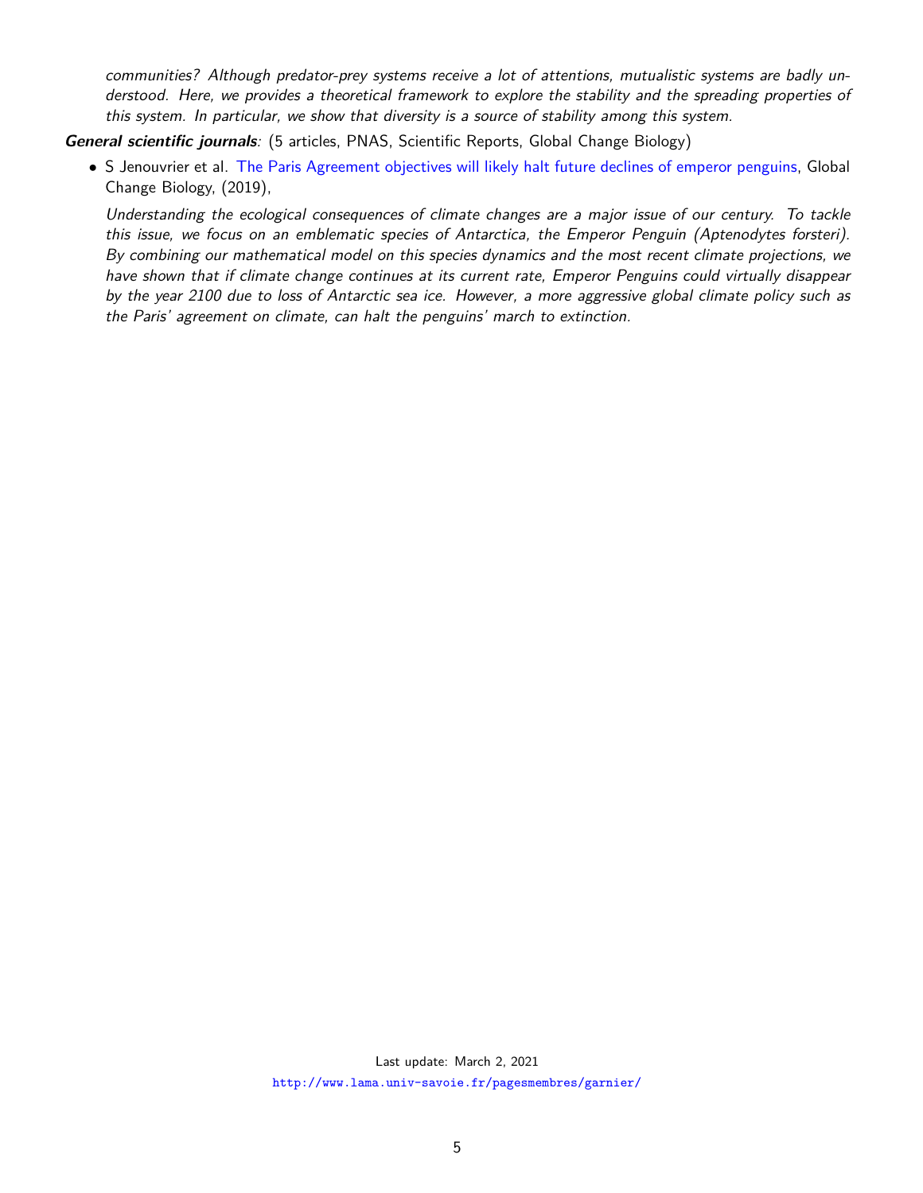*communities? Although predator-prey systems receive a lot of attentions, mutualistic systems are badly understood. Here, we provides a theoretical framework to explore the stability and the spreading properties of this system. In particular, we show that diversity is a source of stability among this system.*

***General scientific journals***: (5 articles, PNAS, Scientific Reports, Global Change Biology)

- S Jenouvrier et al. The Paris Agreement objectives will likely halt future declines of emperor penguins, Global Change Biology, (2019),

  *Understanding the ecological consequences of climate changes are a major issue of our century. To tackle this issue, we focus on an emblematic species of Antarctica, the Emperor Penguin (Aptenodytes forsteri). By combining our mathematical model on this species dynamics and the most recent climate projections, we have shown that if climate change continues at its current rate, Emperor Penguins could virtually disappear by the year 2100 due to loss of Antarctic sea ice. However, a more aggressive global climate policy such as the Paris' agreement on climate, can halt the penguins' march to extinction.*

Last update: March 2, 2021
http://www.lama.univ-savoie.fr/pagesmembres/garnier/